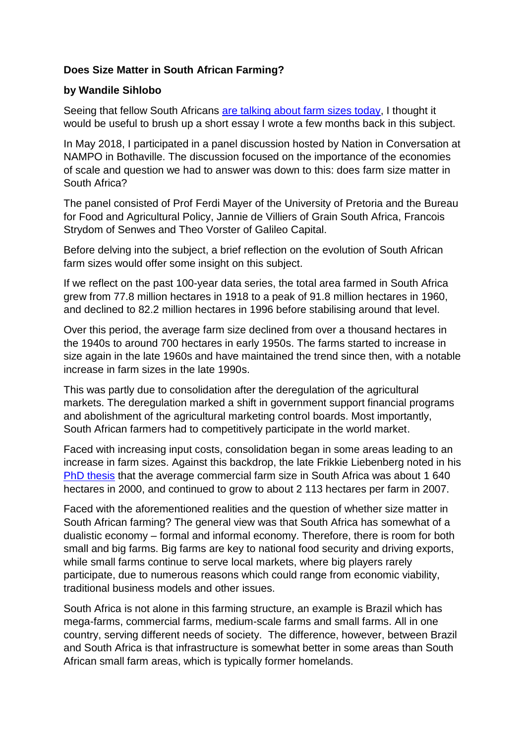**Does Size Matter in South African Farming?**

**by Wandile Sihlobo**

Seeing that fellow South Africans [are talking about farm sizes today](), I thought it would be useful to brush up a short essay I wrote a few months back in this subject.

In May 2018, I participated in a panel discussion hosted by Nation in Conversation at NAMPO in Bothaville. The discussion focused on the importance of the economies of scale and question we had to answer was down to this: does farm size matter in South Africa?

The panel consisted of Prof Ferdi Mayer of the University of Pretoria and the Bureau for Food and Agricultural Policy, Jannie de Villiers of Grain South Africa, Francois Strydom of Senwes and Theo Vorster of Galileo Capital.

Before delving into the subject, a brief reflection on the evolution of South African farm sizes would offer some insight on this subject.

If we reflect on the past 100-year data series, the total area farmed in South Africa grew from 77.8 million hectares in 1918 to a peak of 91.8 million hectares in 1960, and declined to 82.2 million hectares in 1996 before stabilising around that level.

Over this period, the average farm size declined from over a thousand hectares in the 1940s to around 700 hectares in early 1950s. The farms started to increase in size again in the late 1960s and have maintained the trend since then, with a notable increase in farm sizes in the late 1990s.

This was partly due to consolidation after the deregulation of the agricultural markets. The deregulation marked a shift in government support financial programs and abolishment of the agricultural marketing control boards. Most importantly, South African farmers had to competitively participate in the world market.

Faced with increasing input costs, consolidation began in some areas leading to an increase in farm sizes. Against this backdrop, the late Frikkie Liebenberg noted in his [PhD thesis]() that the average commercial farm size in South Africa was about 1 640 hectares in 2000, and continued to grow to about 2 113 hectares per farm in 2007.

Faced with the aforementioned realities and the question of whether size matter in South African farming? The general view was that South Africa has somewhat of a dualistic economy – formal and informal economy. Therefore, there is room for both small and big farms. Big farms are key to national food security and driving exports, while small farms continue to serve local markets, where big players rarely participate, due to numerous reasons which could range from economic viability, traditional business models and other issues.

South Africa is not alone in this farming structure, an example is Brazil which has mega-farms, commercial farms, medium-scale farms and small farms. All in one country, serving different needs of society. The difference, however, between Brazil and South Africa is that infrastructure is somewhat better in some areas than South African small farm areas, which is typically former homelands.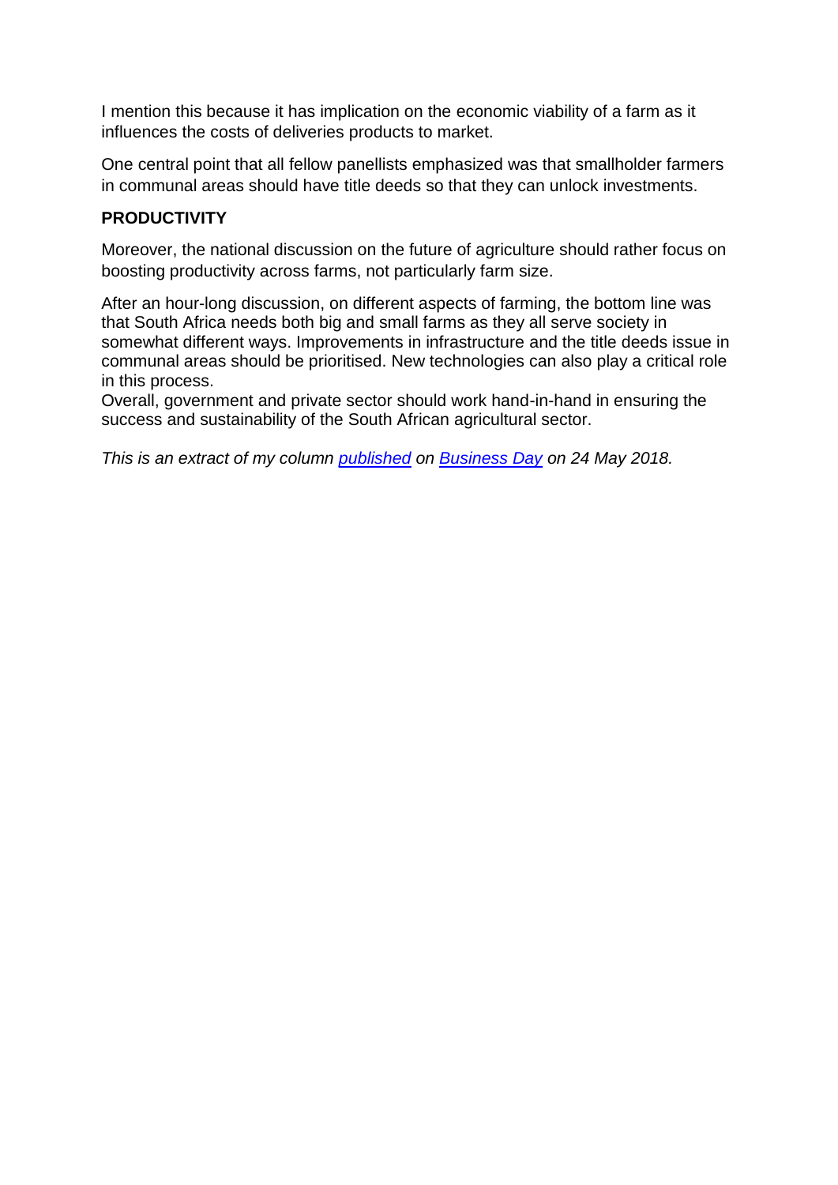I mention this because it has implication on the economic viability of a farm as it influences the costs of deliveries products to market.

One central point that all fellow panellists emphasized was that smallholder farmers in communal areas should have title deeds so that they can unlock investments.

**PRODUCTIVITY**

Moreover, the national discussion on the future of agriculture should rather focus on boosting productivity across farms, not particularly farm size.

After an hour-long discussion, on different aspects of farming, the bottom line was that South Africa needs both big and small farms as they all serve society in somewhat different ways. Improvements in infrastructure and the title deeds issue in communal areas should be prioritised. New technologies can also play a critical role in this process.
Overall, government and private sector should work hand-in-hand in ensuring the success and sustainability of the South African agricultural sector.

*This is an extract of my column published on Business Day on 24 May 2018.*